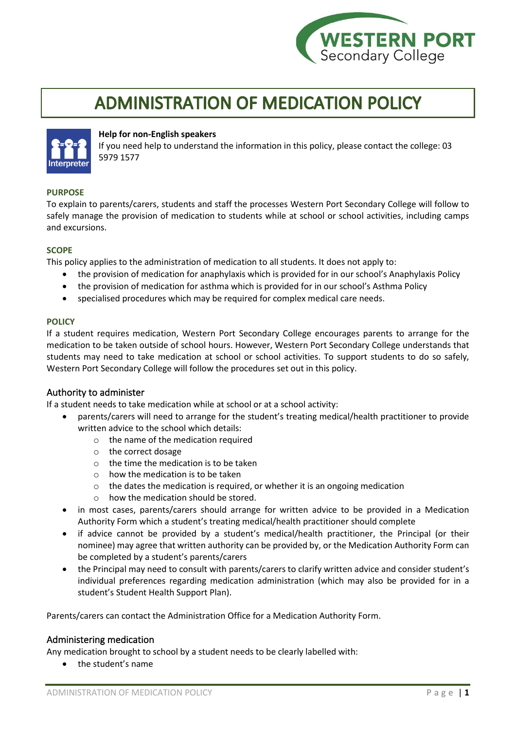# ADMINISTRATION OF MEDICATION POLICY

**Help for non-English speakers**

If you need help to understand the information in this policy, please contact the college: 03 5979 1577

## PURPOSE

To explain to parents/carers, students and staff the processes Western Port Secondary College will follow to safely manage the provision of medication to students while at school or school activities, including camps and excursions.

## SCOPE

This policy applies to the administration of medication to all students. It does not apply to:

- the provision of medication for anaphylaxis which is provided for in our school's Anaphylaxis Policy
- the provision of medication for asthma which is provided for in our school's Asthma Policy
- specialised procedures which may be required for complex medical care needs.

## POLICY

If a student requires medication, Western Port Secondary College encourages parents to arrange for the medication to be taken outside of school hours. However, Western Port Secondary College understands that students may need to take medication at school or school activities. To support students to do so safely, Western Port Secondary College will follow the procedures set out in this policy.

### Authority to administer

If a student needs to take medication while at school or at a school activity:

- parents/carers will need to arrange for the student's treating medical/health practitioner to provide written advice to the school which details:
  - the name of the medication required
  - the correct dosage
  - the time the medication is to be taken
  - how the medication is to be taken
  - the dates the medication is required, or whether it is an ongoing medication
  - how the medication should be stored.
- in most cases, parents/carers should arrange for written advice to be provided in a Medication Authority Form which a student's treating medical/health practitioner should complete
- if advice cannot be provided by a student's medical/health practitioner, the Principal (or their nominee) may agree that written authority can be provided by, or the Medication Authority Form can be completed by a student's parents/carers
- the Principal may need to consult with parents/carers to clarify written advice and consider student's individual preferences regarding medication administration (which may also be provided for in a student's Student Health Support Plan).

Parents/carers can contact the Administration Office for a Medication Authority Form.

### Administering medication

Any medication brought to school by a student needs to be clearly labelled with:

- the student's name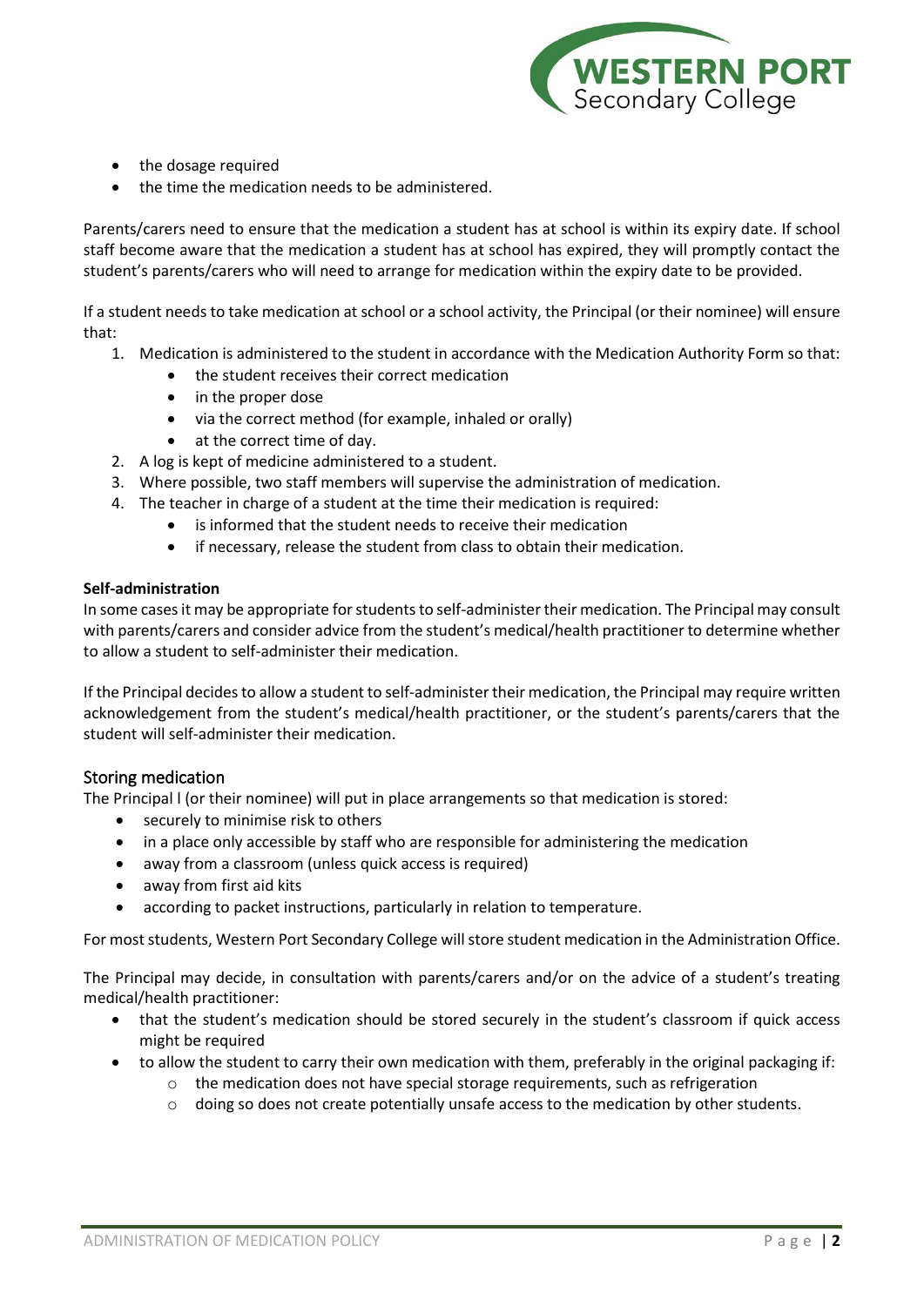- the dosage required
- the time the medication needs to be administered.

Parents/carers need to ensure that the medication a student has at school is within its expiry date. If school staff become aware that the medication a student has at school has expired, they will promptly contact the student's parents/carers who will need to arrange for medication within the expiry date to be provided.

If a student needs to take medication at school or a school activity, the Principal (or their nominee) will ensure that:

1. Medication is administered to the student in accordance with the Medication Authority Form so that:
    - the student receives their correct medication
    - in the proper dose
    - via the correct method (for example, inhaled or orally)
    - at the correct time of day.
2. A log is kept of medicine administered to a student.
3. Where possible, two staff members will supervise the administration of medication.
4. The teacher in charge of a student at the time their medication is required:
    - is informed that the student needs to receive their medication
    - if necessary, release the student from class to obtain their medication.

**Self-administration**

In some cases it may be appropriate for students to self-administer their medication. The Principal may consult with parents/carers and consider advice from the student's medical/health practitioner to determine whether to allow a student to self-administer their medication.

If the Principal decides to allow a student to self-administer their medication, the Principal may require written acknowledgement from the student's medical/health practitioner, or the student's parents/carers that the student will self-administer their medication.

## Storing medication

The Principal l (or their nominee) will put in place arrangements so that medication is stored:

- securely to minimise risk to others
- in a place only accessible by staff who are responsible for administering the medication
- away from a classroom (unless quick access is required)
- away from first aid kits
- according to packet instructions, particularly in relation to temperature.

For most students, Western Port Secondary College will store student medication in the Administration Office.

The Principal may decide, in consultation with parents/carers and/or on the advice of a student's treating medical/health practitioner:

- that the student's medication should be stored securely in the student's classroom if quick access might be required
- to allow the student to carry their own medication with them, preferably in the original packaging if:
    - the medication does not have special storage requirements, such as refrigeration
    - doing so does not create potentially unsafe access to the medication by other students.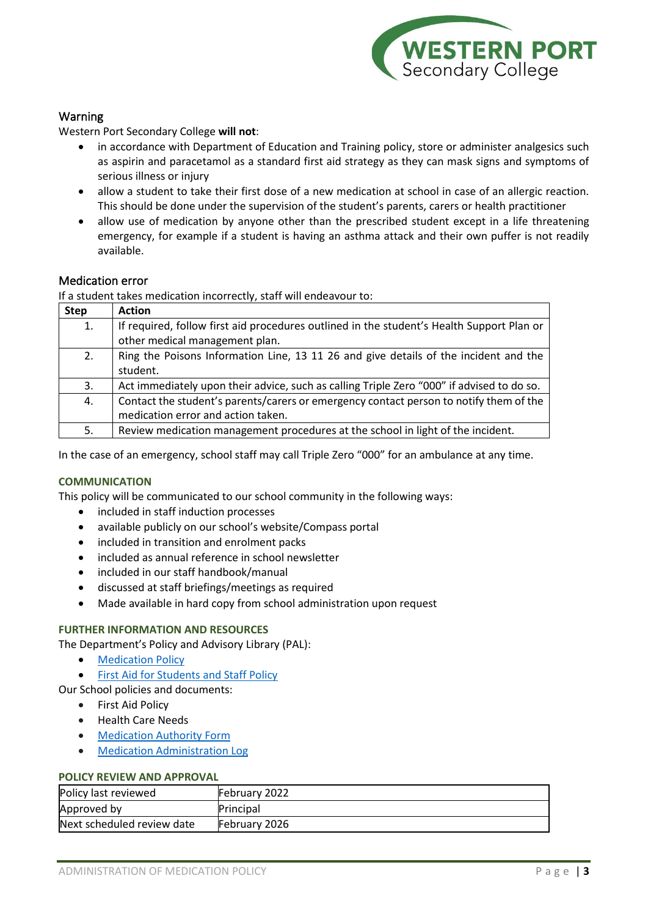### Warning

Western Port Secondary College **will not**:

- in accordance with Department of Education and Training policy, store or administer analgesics such as aspirin and paracetamol as a standard first aid strategy as they can mask signs and symptoms of serious illness or injury
- allow a student to take their first dose of a new medication at school in case of an allergic reaction. This should be done under the supervision of the student's parents, carers or health practitioner
- allow use of medication by anyone other than the prescribed student except in a life threatening emergency, for example if a student is having an asthma attack and their own puffer is not readily available.

### Medication error

If a student takes medication incorrectly, staff will endeavour to:

| Step | Action |
|---|---|
| 1. | If required, follow first aid procedures outlined in the student's Health Support Plan or other medical management plan. |
| 2. | Ring the Poisons Information Line, 13 11 26 and give details of the incident and the student. |
| 3. | Act immediately upon their advice, such as calling Triple Zero "000" if advised to do so. |
| 4. | Contact the student's parents/carers or emergency contact person to notify them of the medication error and action taken. |
| 5. | Review medication management procedures at the school in light of the incident. |

In the case of an emergency, school staff may call Triple Zero "000" for an ambulance at any time.

## COMMUNICATION

This policy will be communicated to our school community in the following ways:

- included in staff induction processes
- available publicly on our school's website/Compass portal
- included in transition and enrolment packs
- included as annual reference in school newsletter
- included in our staff handbook/manual
- discussed at staff briefings/meetings as required
- Made available in hard copy from school administration upon request

## FURTHER INFORMATION AND RESOURCES

The Department's Policy and Advisory Library (PAL):

- Medication Policy
- First Aid for Students and Staff Policy

Our School policies and documents:

- First Aid Policy
- Health Care Needs
- Medication Authority Form
- Medication Administration Log

## POLICY REVIEW AND APPROVAL

| | |
|---|---|
| Policy last reviewed | February 2022 |
| Approved by | Principal |
| Next scheduled review date | February 2026 |